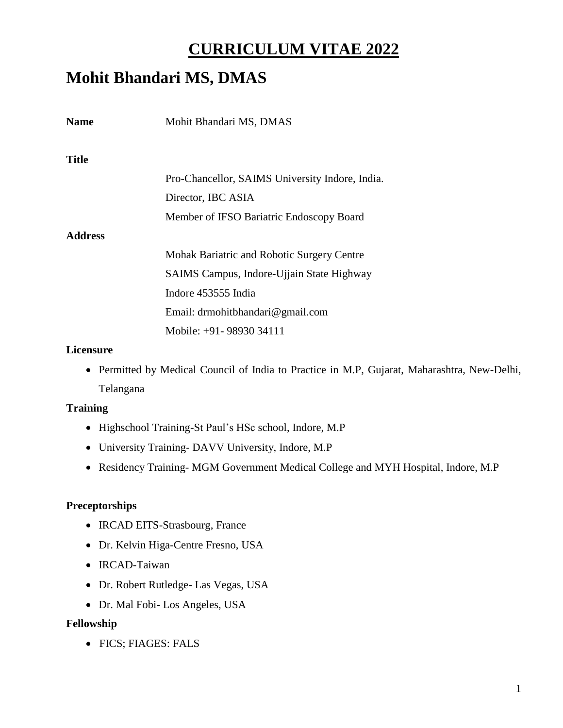# CURRICULUM VITAE 2022

# Mohit Bhandari MS, DMAS

**Name** Mohit Bhandari MS, DMAS

**Title**

Pro-Chancellor, SAIMS University Indore, India.

Director, IBC ASIA

Member of IFSO Bariatric Endoscopy Board

**Address**

Mohak Bariatric and Robotic Surgery Centre

SAIMS Campus, Indore-Ujjain State Highway

Indore 453555 India

Email: drmohitbhandari@gmail.com

Mobile: +91- 98930 34111

**Licensure**

- Permitted by Medical Council of India to Practice in M.P, Gujarat, Maharashtra, New-Delhi, Telangana

**Training**

- Highschool Training-St Paul's HSc school, Indore, M.P
- University Training- DAVV University, Indore, M.P
- Residency Training- MGM Government Medical College and MYH Hospital, Indore, M.P

**Preceptorships**

- IRCAD EITS-Strasbourg, France
- Dr. Kelvin Higa-Centre Fresno, USA
- IRCAD-Taiwan
- Dr. Robert Rutledge- Las Vegas, USA
- Dr. Mal Fobi- Los Angeles, USA

**Fellowship**

- FICS; FIAGES: FALS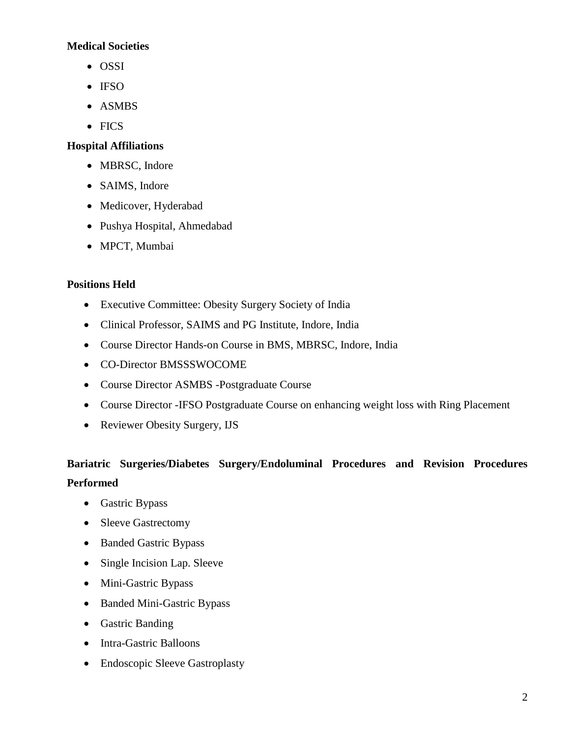**Medical Societies**

- OSSI
- IFSO
- ASMBS
- FICS

**Hospital Affiliations**

- MBRSC, Indore
- SAIMS, Indore
- Medicover, Hyderabad
- Pushya Hospital, Ahmedabad
- MPCT, Mumbai

**Positions Held**

- Executive Committee: Obesity Surgery Society of India
- Clinical Professor, SAIMS and PG Institute, Indore, India
- Course Director Hands-on Course in BMS, MBRSC, Indore, India
- CO-Director BMSSSWOCOME
- Course Director ASMBS -Postgraduate Course
- Course Director -IFSO Postgraduate Course on enhancing weight loss with Ring Placement
- Reviewer Obesity Surgery, IJS

**Bariatric Surgeries/Diabetes Surgery/Endoluminal Procedures and Revision Procedures Performed**

- Gastric Bypass
- Sleeve Gastrectomy
- Banded Gastric Bypass
- Single Incision Lap. Sleeve
- Mini-Gastric Bypass
- Banded Mini-Gastric Bypass
- Gastric Banding
- Intra-Gastric Balloons
- Endoscopic Sleeve Gastroplasty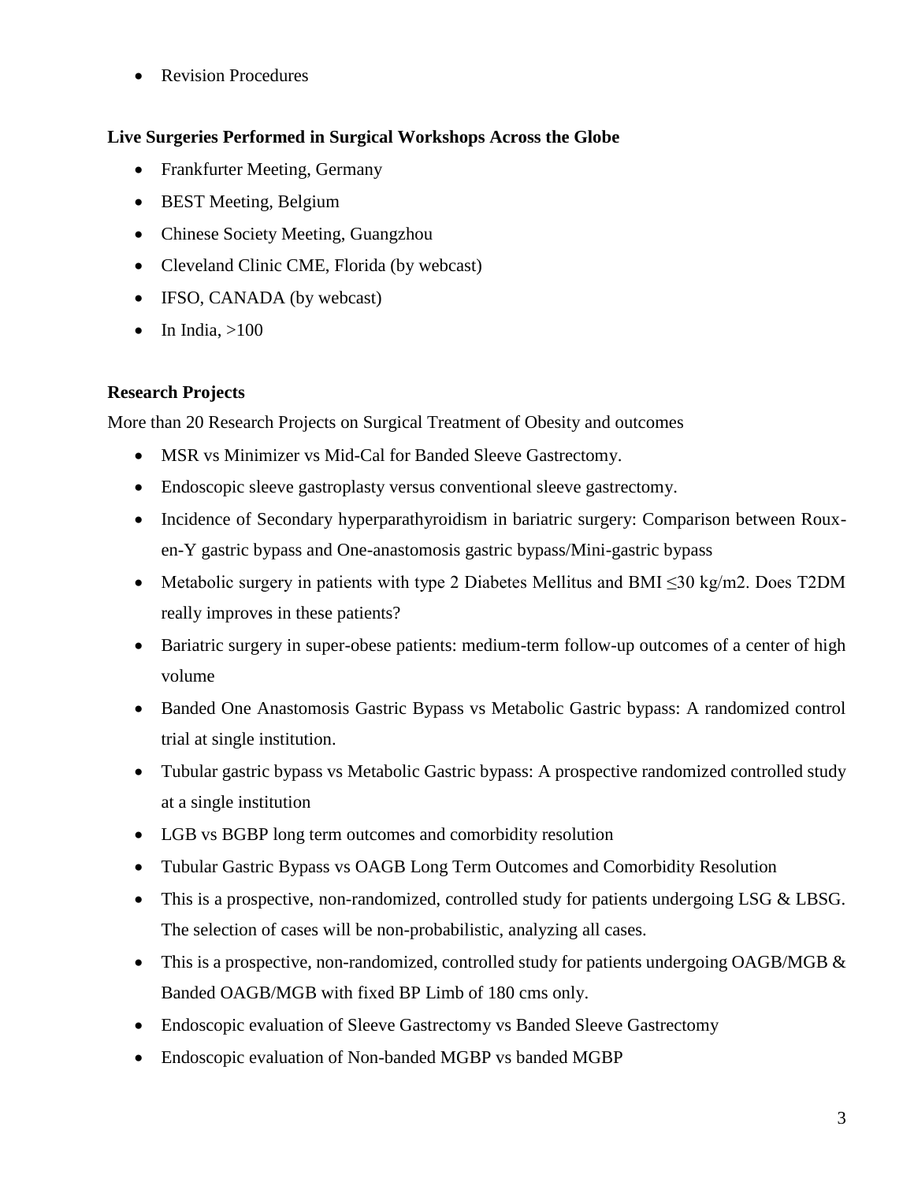- Revision Procedures

**Live Surgeries Performed in Surgical Workshops Across the Globe**

- Frankfurter Meeting, Germany
- BEST Meeting, Belgium
- Chinese Society Meeting, Guangzhou
- Cleveland Clinic CME, Florida (by webcast)
- IFSO, CANADA (by webcast)
- In India, >100

**Research Projects**

More than 20 Research Projects on Surgical Treatment of Obesity and outcomes

- MSR vs Minimizer vs Mid-Cal for Banded Sleeve Gastrectomy.
- Endoscopic sleeve gastroplasty versus conventional sleeve gastrectomy.
- Incidence of Secondary hyperparathyroidism in bariatric surgery: Comparison between Roux-en-Y gastric bypass and One-anastomosis gastric bypass/Mini-gastric bypass
- Metabolic surgery in patients with type 2 Diabetes Mellitus and BMI ≤30 kg/m2. Does T2DM really improves in these patients?
- Bariatric surgery in super-obese patients: medium-term follow-up outcomes of a center of high volume
- Banded One Anastomosis Gastric Bypass vs Metabolic Gastric bypass: A randomized control trial at single institution.
- Tubular gastric bypass vs Metabolic Gastric bypass: A prospective randomized controlled study at a single institution
- LGB vs BGBP long term outcomes and comorbidity resolution
- Tubular Gastric Bypass vs OAGB Long Term Outcomes and Comorbidity Resolution
- This is a prospective, non-randomized, controlled study for patients undergoing LSG & LBSG. The selection of cases will be non-probabilistic, analyzing all cases.
- This is a prospective, non-randomized, controlled study for patients undergoing OAGB/MGB & Banded OAGB/MGB with fixed BP Limb of 180 cms only.
- Endoscopic evaluation of Sleeve Gastrectomy vs Banded Sleeve Gastrectomy
- Endoscopic evaluation of Non-banded MGBP vs banded MGBP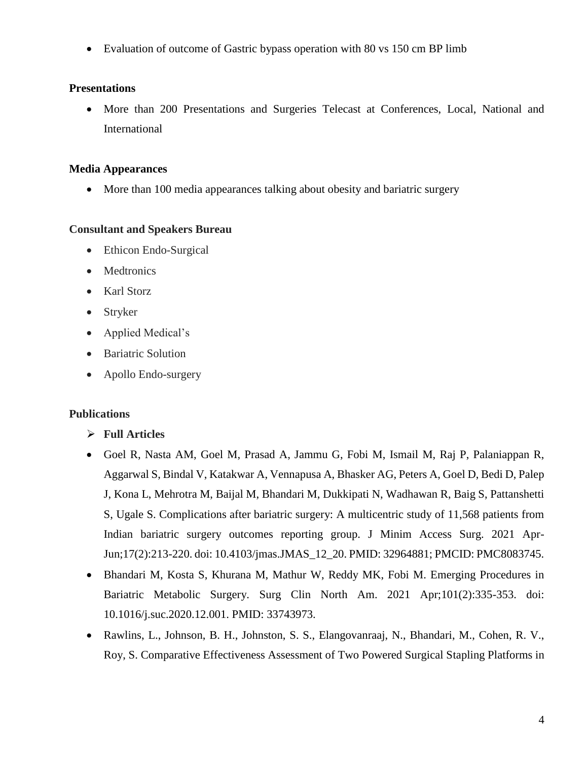- Evaluation of outcome of Gastric bypass operation with 80 vs 150 cm BP limb

**Presentations**

- More than 200 Presentations and Surgeries Telecast at Conferences, Local, National and International

**Media Appearances**

- More than 100 media appearances talking about obesity and bariatric surgery

**Consultant and Speakers Bureau**

- Ethicon Endo-Surgical
- Medtronics
- Karl Storz
- Stryker
- Applied Medical's
- Bariatric Solution
- Apollo Endo-surgery

**Publications**

- **Full Articles**

- Goel R, Nasta AM, Goel M, Prasad A, Jammu G, Fobi M, Ismail M, Raj P, Palaniappan R, Aggarwal S, Bindal V, Katakwar A, Vennapusa A, Bhasker AG, Peters A, Goel D, Bedi D, Palep J, Kona L, Mehrotra M, Baijal M, Bhandari M, Dukkipati N, Wadhawan R, Baig S, Pattanshetti S, Ugale S. Complications after bariatric surgery: A multicentric study of 11,568 patients from Indian bariatric surgery outcomes reporting group. J Minim Access Surg. 2021 Apr-Jun;17(2):213-220. doi: 10.4103/jmas.JMAS_12_20. PMID: 32964881; PMCID: PMC8083745.
- Bhandari M, Kosta S, Khurana M, Mathur W, Reddy MK, Fobi M. Emerging Procedures in Bariatric Metabolic Surgery. Surg Clin North Am. 2021 Apr;101(2):335-353. doi: 10.1016/j.suc.2020.12.001. PMID: 33743973.
- Rawlins, L., Johnson, B. H., Johnston, S. S., Elangovanraaj, N., Bhandari, M., Cohen, R. V., Roy, S. Comparative Effectiveness Assessment of Two Powered Surgical Stapling Platforms in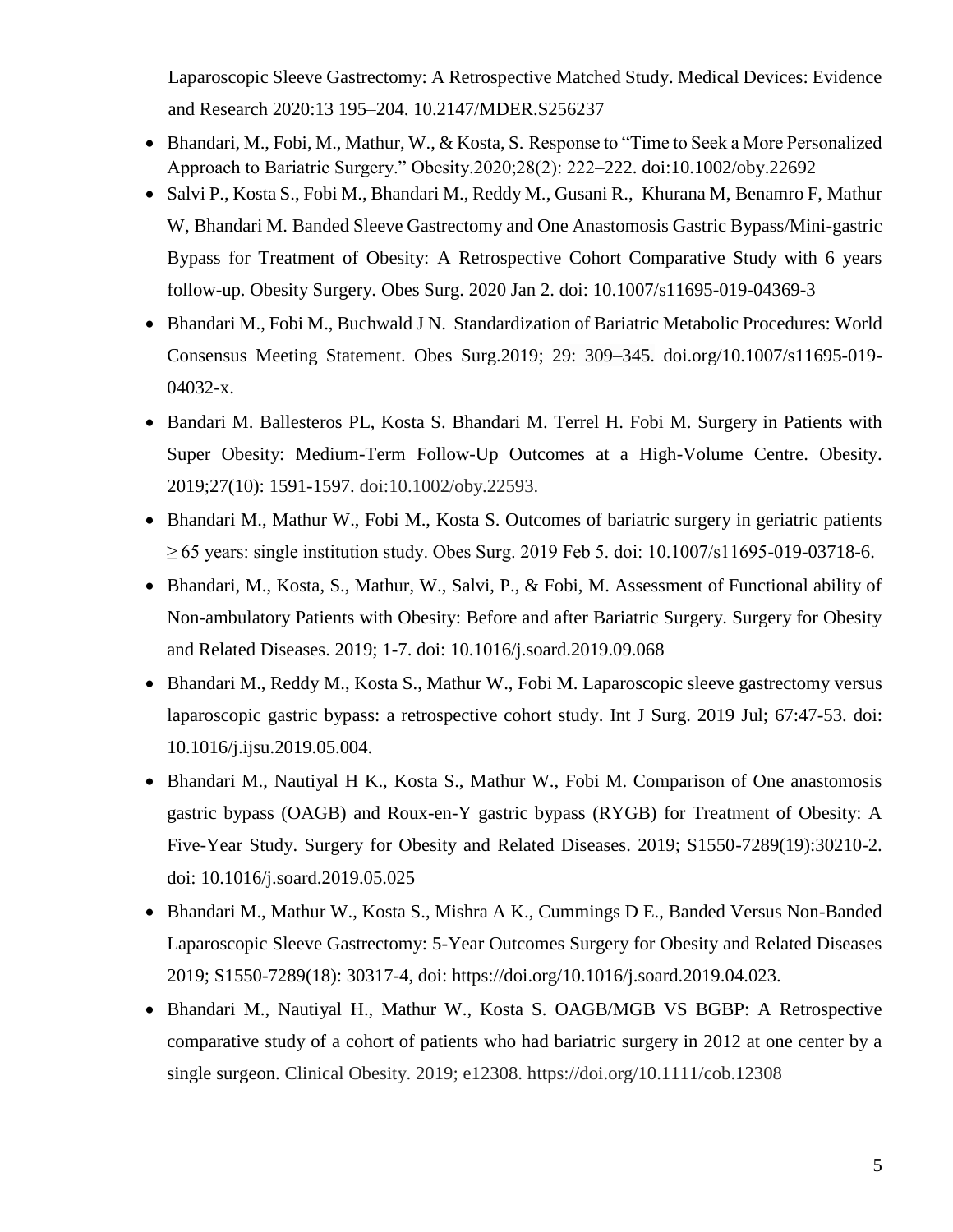Laparoscopic Sleeve Gastrectomy: A Retrospective Matched Study. Medical Devices: Evidence and Research 2020:13 195–204. 10.2147/MDER.S256237

- Bhandari, M., Fobi, M., Mathur, W., & Kosta, S. Response to "Time to Seek a More Personalized Approach to Bariatric Surgery." Obesity.2020;28(2): 222–222. doi:10.1002/oby.22692
- Salvi P., Kosta S., Fobi M., Bhandari M., Reddy M., Gusani R., Khurana M, Benamro F, Mathur W, Bhandari M. Banded Sleeve Gastrectomy and One Anastomosis Gastric Bypass/Mini-gastric Bypass for Treatment of Obesity: A Retrospective Cohort Comparative Study with 6 years follow-up. Obesity Surgery. Obes Surg. 2020 Jan 2. doi: 10.1007/s11695-019-04369-3
- Bhandari M., Fobi M., Buchwald J N. Standardization of Bariatric Metabolic Procedures: World Consensus Meeting Statement. Obes Surg.2019; 29: 309–345. doi.org/10.1007/s11695-019-04032-x.
- Bandari M. Ballesteros PL, Kosta S. Bhandari M. Terrel H. Fobi M. Surgery in Patients with Super Obesity: Medium-Term Follow-Up Outcomes at a High-Volume Centre. Obesity. 2019;27(10): 1591-1597. doi:10.1002/oby.22593.
- Bhandari M., Mathur W., Fobi M., Kosta S. Outcomes of bariatric surgery in geriatric patients ≥ 65 years: single institution study. Obes Surg. 2019 Feb 5. doi: 10.1007/s11695-019-03718-6.
- Bhandari, M., Kosta, S., Mathur, W., Salvi, P., & Fobi, M. Assessment of Functional ability of Non-ambulatory Patients with Obesity: Before and after Bariatric Surgery. Surgery for Obesity and Related Diseases. 2019; 1-7. doi: 10.1016/j.soard.2019.09.068
- Bhandari M., Reddy M., Kosta S., Mathur W., Fobi M. Laparoscopic sleeve gastrectomy versus laparoscopic gastric bypass: a retrospective cohort study. Int J Surg. 2019 Jul; 67:47-53. doi: 10.1016/j.ijsu.2019.05.004.
- Bhandari M., Nautiyal H K., Kosta S., Mathur W., Fobi M. Comparison of One anastomosis gastric bypass (OAGB) and Roux-en-Y gastric bypass (RYGB) for Treatment of Obesity: A Five-Year Study. Surgery for Obesity and Related Diseases. 2019; S1550-7289(19):30210-2. doi: 10.1016/j.soard.2019.05.025
- Bhandari M., Mathur W., Kosta S., Mishra A K., Cummings D E., Banded Versus Non-Banded Laparoscopic Sleeve Gastrectomy: 5-Year Outcomes Surgery for Obesity and Related Diseases 2019; S1550-7289(18): 30317-4, doi: https://doi.org/10.1016/j.soard.2019.04.023.
- Bhandari M., Nautiyal H., Mathur W., Kosta S. OAGB/MGB VS BGBP: A Retrospective comparative study of a cohort of patients who had bariatric surgery in 2012 at one center by a single surgeon. Clinical Obesity. 2019; e12308. https://doi.org/10.1111/cob.12308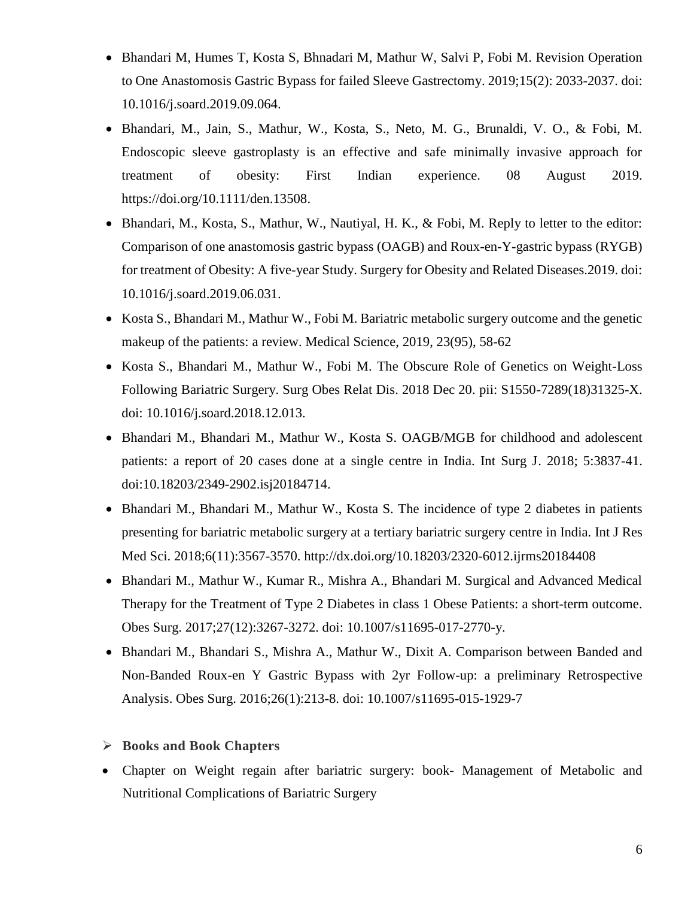- Bhandari M, Humes T, Kosta S, Bhnadari M, Mathur W, Salvi P, Fobi M. Revision Operation to One Anastomosis Gastric Bypass for failed Sleeve Gastrectomy. 2019;15(2): 2033-2037. doi: 10.1016/j.soard.2019.09.064.
- Bhandari, M., Jain, S., Mathur, W., Kosta, S., Neto, M. G., Brunaldi, V. O., & Fobi, M. Endoscopic sleeve gastroplasty is an effective and safe minimally invasive approach for treatment of obesity: First Indian experience. 08 August 2019. https://doi.org/10.1111/den.13508.
- Bhandari, M., Kosta, S., Mathur, W., Nautiyal, H. K., & Fobi, M. Reply to letter to the editor: Comparison of one anastomosis gastric bypass (OAGB) and Roux-en-Y-gastric bypass (RYGB) for treatment of Obesity: A five-year Study. Surgery for Obesity and Related Diseases.2019. doi: 10.1016/j.soard.2019.06.031.
- Kosta S., Bhandari M., Mathur W., Fobi M. Bariatric metabolic surgery outcome and the genetic makeup of the patients: a review. Medical Science, 2019, 23(95), 58-62
- Kosta S., Bhandari M., Mathur W., Fobi M. The Obscure Role of Genetics on Weight-Loss Following Bariatric Surgery. Surg Obes Relat Dis. 2018 Dec 20. pii: S1550-7289(18)31325-X. doi: 10.1016/j.soard.2018.12.013.
- Bhandari M., Bhandari M., Mathur W., Kosta S. OAGB/MGB for childhood and adolescent patients: a report of 20 cases done at a single centre in India. Int Surg J. 2018; 5:3837-41. doi:10.18203/2349-2902.isj20184714.
- Bhandari M., Bhandari M., Mathur W., Kosta S. The incidence of type 2 diabetes in patients presenting for bariatric metabolic surgery at a tertiary bariatric surgery centre in India. Int J Res Med Sci. 2018;6(11):3567-3570. http://dx.doi.org/10.18203/2320-6012.ijrms20184408
- Bhandari M., Mathur W., Kumar R., Mishra A., Bhandari M. Surgical and Advanced Medical Therapy for the Treatment of Type 2 Diabetes in class 1 Obese Patients: a short-term outcome. Obes Surg. 2017;27(12):3267-3272. doi: 10.1007/s11695-017-2770-y.
- Bhandari M., Bhandari S., Mishra A., Mathur W., Dixit A. Comparison between Banded and Non-Banded Roux-en Y Gastric Bypass with 2yr Follow-up: a preliminary Retrospective Analysis. Obes Surg. 2016;26(1):213-8. doi: 10.1007/s11695-015-1929-7

- **Books and Book Chapters**

- Chapter on Weight regain after bariatric surgery: book- Management of Metabolic and Nutritional Complications of Bariatric Surgery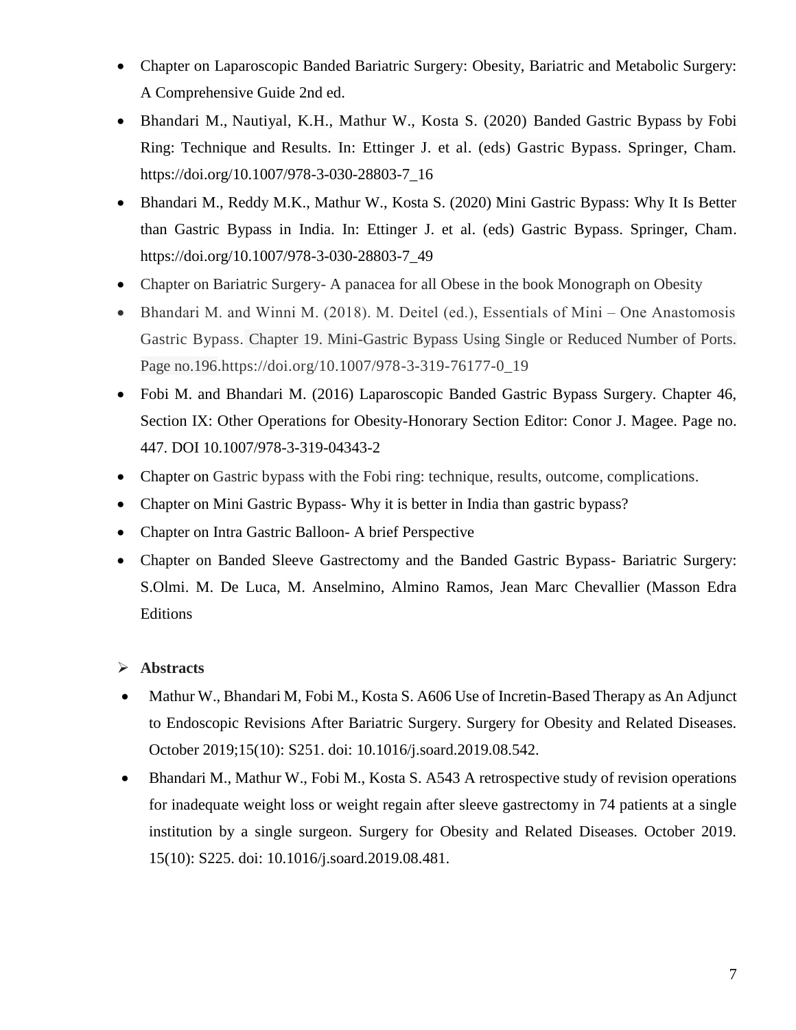- Chapter on Laparoscopic Banded Bariatric Surgery: Obesity, Bariatric and Metabolic Surgery: A Comprehensive Guide 2nd ed.
- Bhandari M., Nautiyal, K.H., Mathur W., Kosta S. (2020) Banded Gastric Bypass by Fobi Ring: Technique and Results. In: Ettinger J. et al. (eds) Gastric Bypass. Springer, Cham. https://doi.org/10.1007/978-3-030-28803-7_16
- Bhandari M., Reddy M.K., Mathur W., Kosta S. (2020) Mini Gastric Bypass: Why It Is Better than Gastric Bypass in India. In: Ettinger J. et al. (eds) Gastric Bypass. Springer, Cham. https://doi.org/10.1007/978-3-030-28803-7_49
- Chapter on Bariatric Surgery- A panacea for all Obese in the book Monograph on Obesity
- Bhandari M. and Winni M. (2018). M. Deitel (ed.), Essentials of Mini – One Anastomosis Gastric Bypass. Chapter 19. Mini-Gastric Bypass Using Single or Reduced Number of Ports. Page no.196.https://doi.org/10.1007/978-3-319-76177-0_19
- Fobi M. and Bhandari M. (2016) Laparoscopic Banded Gastric Bypass Surgery. Chapter 46, Section IX: Other Operations for Obesity-Honorary Section Editor: Conor J. Magee. Page no. 447. DOI 10.1007/978-3-319-04343-2
- Chapter on Gastric bypass with the Fobi ring: technique, results, outcome, complications.
- Chapter on Mini Gastric Bypass- Why it is better in India than gastric bypass?
- Chapter on Intra Gastric Balloon- A brief Perspective
- Chapter on Banded Sleeve Gastrectomy and the Banded Gastric Bypass- Bariatric Surgery: S.Olmi. M. De Luca, M. Anselmino, Almino Ramos, Jean Marc Chevallier (Masson Edra Editions

## Abstracts

- Mathur W., Bhandari M, Fobi M., Kosta S. A606 Use of Incretin-Based Therapy as An Adjunct to Endoscopic Revisions After Bariatric Surgery. Surgery for Obesity and Related Diseases. October 2019;15(10): S251. doi: 10.1016/j.soard.2019.08.542.
- Bhandari M., Mathur W., Fobi M., Kosta S. A543 A retrospective study of revision operations for inadequate weight loss or weight regain after sleeve gastrectomy in 74 patients at a single institution by a single surgeon. Surgery for Obesity and Related Diseases. October 2019. 15(10): S225. doi: 10.1016/j.soard.2019.08.481.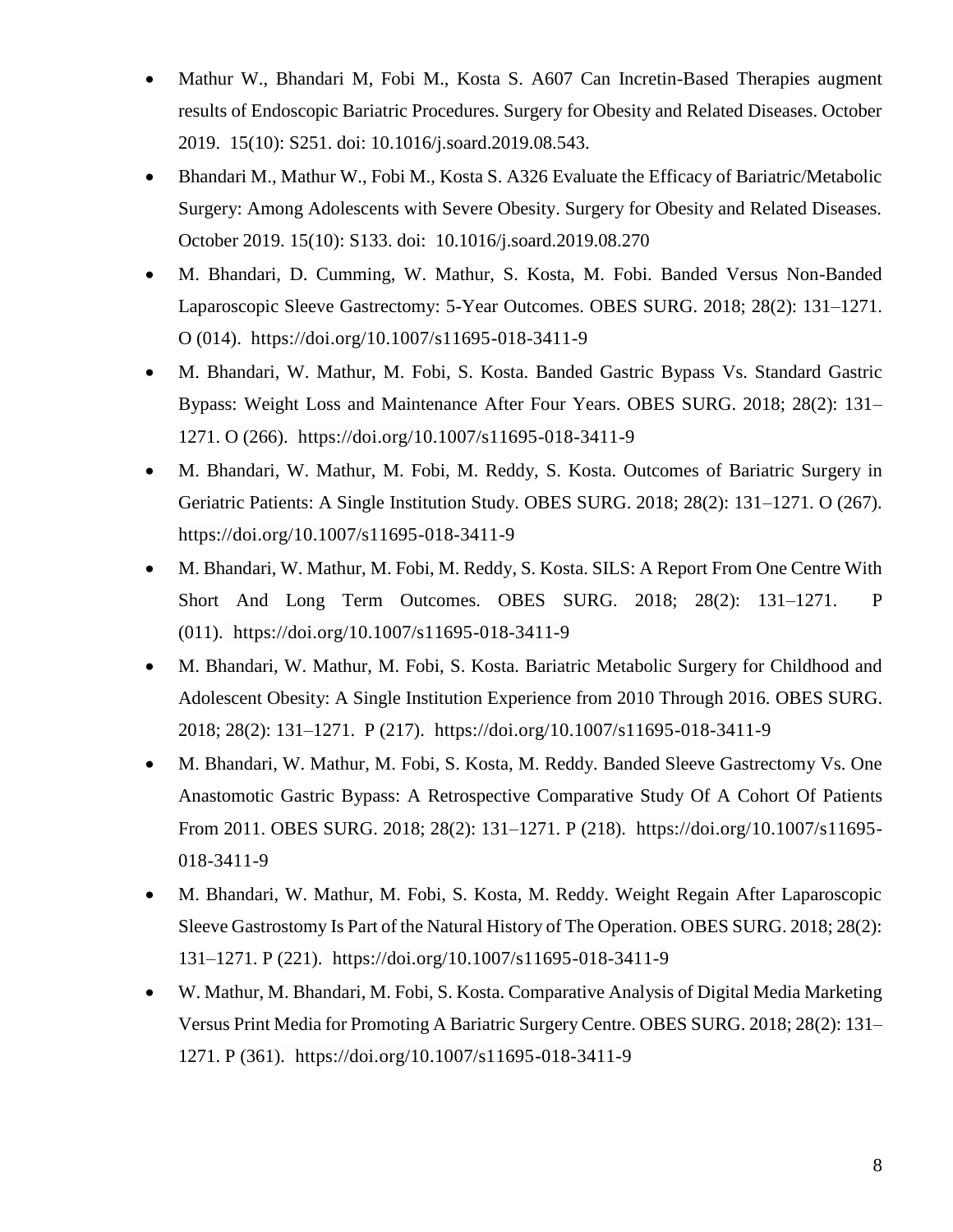- Mathur W., Bhandari M, Fobi M., Kosta S. A607 Can Incretin-Based Therapies augment results of Endoscopic Bariatric Procedures. Surgery for Obesity and Related Diseases. October 2019. 15(10): S251. doi: 10.1016/j.soard.2019.08.543.
- Bhandari M., Mathur W., Fobi M., Kosta S. A326 Evaluate the Efficacy of Bariatric/Metabolic Surgery: Among Adolescents with Severe Obesity. Surgery for Obesity and Related Diseases. October 2019. 15(10): S133. doi: 10.1016/j.soard.2019.08.270
- M. Bhandari, D. Cumming, W. Mathur, S. Kosta, M. Fobi. Banded Versus Non-Banded Laparoscopic Sleeve Gastrectomy: 5-Year Outcomes. OBES SURG. 2018; 28(2): 131–1271. O (014). https://doi.org/10.1007/s11695-018-3411-9
- M. Bhandari, W. Mathur, M. Fobi, S. Kosta. Banded Gastric Bypass Vs. Standard Gastric Bypass: Weight Loss and Maintenance After Four Years. OBES SURG. 2018; 28(2): 131–1271. O (266). https://doi.org/10.1007/s11695-018-3411-9
- M. Bhandari, W. Mathur, M. Fobi, M. Reddy, S. Kosta. Outcomes of Bariatric Surgery in Geriatric Patients: A Single Institution Study. OBES SURG. 2018; 28(2): 131–1271. O (267). https://doi.org/10.1007/s11695-018-3411-9
- M. Bhandari, W. Mathur, M. Fobi, M. Reddy, S. Kosta. SILS: A Report From One Centre With Short And Long Term Outcomes. OBES SURG. 2018; 28(2): 131–1271. P (011). https://doi.org/10.1007/s11695-018-3411-9
- M. Bhandari, W. Mathur, M. Fobi, S. Kosta. Bariatric Metabolic Surgery for Childhood and Adolescent Obesity: A Single Institution Experience from 2010 Through 2016. OBES SURG. 2018; 28(2): 131–1271. P (217). https://doi.org/10.1007/s11695-018-3411-9
- M. Bhandari, W. Mathur, M. Fobi, S. Kosta, M. Reddy. Banded Sleeve Gastrectomy Vs. One Anastomotic Gastric Bypass: A Retrospective Comparative Study Of A Cohort Of Patients From 2011. OBES SURG. 2018; 28(2): 131–1271. P (218). https://doi.org/10.1007/s11695-018-3411-9
- M. Bhandari, W. Mathur, M. Fobi, S. Kosta, M. Reddy. Weight Regain After Laparoscopic Sleeve Gastrostomy Is Part of the Natural History of The Operation. OBES SURG. 2018; 28(2): 131–1271. P (221). https://doi.org/10.1007/s11695-018-3411-9
- W. Mathur, M. Bhandari, M. Fobi, S. Kosta. Comparative Analysis of Digital Media Marketing Versus Print Media for Promoting A Bariatric Surgery Centre. OBES SURG. 2018; 28(2): 131–1271. P (361). https://doi.org/10.1007/s11695-018-3411-9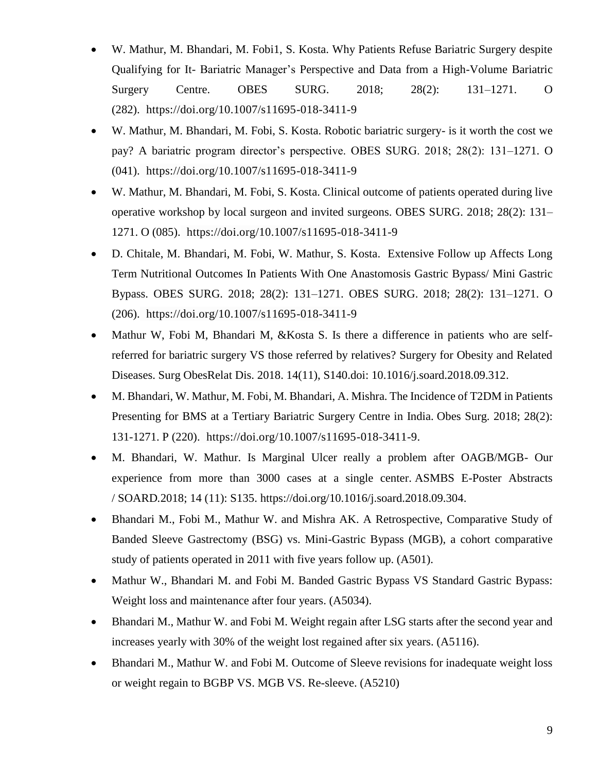- W. Mathur, M. Bhandari, M. Fobi1, S. Kosta. Why Patients Refuse Bariatric Surgery despite Qualifying for It- Bariatric Manager's Perspective and Data from a High-Volume Bariatric Surgery Centre. OBES SURG. 2018; 28(2): 131–1271. O (282). https://doi.org/10.1007/s11695-018-3411-9
- W. Mathur, M. Bhandari, M. Fobi, S. Kosta. Robotic bariatric surgery- is it worth the cost we pay? A bariatric program director's perspective. OBES SURG. 2018; 28(2): 131–1271. O (041). https://doi.org/10.1007/s11695-018-3411-9
- W. Mathur, M. Bhandari, M. Fobi, S. Kosta. Clinical outcome of patients operated during live operative workshop by local surgeon and invited surgeons. OBES SURG. 2018; 28(2): 131–1271. O (085). https://doi.org/10.1007/s11695-018-3411-9
- D. Chitale, M. Bhandari, M. Fobi, W. Mathur, S. Kosta. Extensive Follow up Affects Long Term Nutritional Outcomes In Patients With One Anastomosis Gastric Bypass/ Mini Gastric Bypass. OBES SURG. 2018; 28(2): 131–1271. OBES SURG. 2018; 28(2): 131–1271. O (206). https://doi.org/10.1007/s11695-018-3411-9
- Mathur W, Fobi M, Bhandari M, &Kosta S. Is there a difference in patients who are self-referred for bariatric surgery VS those referred by relatives? Surgery for Obesity and Related Diseases. Surg ObesRelat Dis. 2018. 14(11), S140.doi: 10.1016/j.soard.2018.09.312.
- M. Bhandari, W. Mathur, M. Fobi, M. Bhandari, A. Mishra. The Incidence of T2DM in Patients Presenting for BMS at a Tertiary Bariatric Surgery Centre in India. Obes Surg. 2018; 28(2): 131-1271. P (220). https://doi.org/10.1007/s11695-018-3411-9.
- M. Bhandari, W. Mathur. Is Marginal Ulcer really a problem after OAGB/MGB- Our experience from more than 3000 cases at a single center. ASMBS E-Poster Abstracts / SOARD.2018; 14 (11): S135. https://doi.org/10.1016/j.soard.2018.09.304.
- Bhandari M., Fobi M., Mathur W. and Mishra AK. A Retrospective, Comparative Study of Banded Sleeve Gastrectomy (BSG) vs. Mini-Gastric Bypass (MGB), a cohort comparative study of patients operated in 2011 with five years follow up. (A501).
- Mathur W., Bhandari M. and Fobi M. Banded Gastric Bypass VS Standard Gastric Bypass: Weight loss and maintenance after four years. (A5034).
- Bhandari M., Mathur W. and Fobi M. Weight regain after LSG starts after the second year and increases yearly with 30% of the weight lost regained after six years. (A5116).
- Bhandari M., Mathur W. and Fobi M. Outcome of Sleeve revisions for inadequate weight loss or weight regain to BGBP VS. MGB VS. Re-sleeve. (A5210)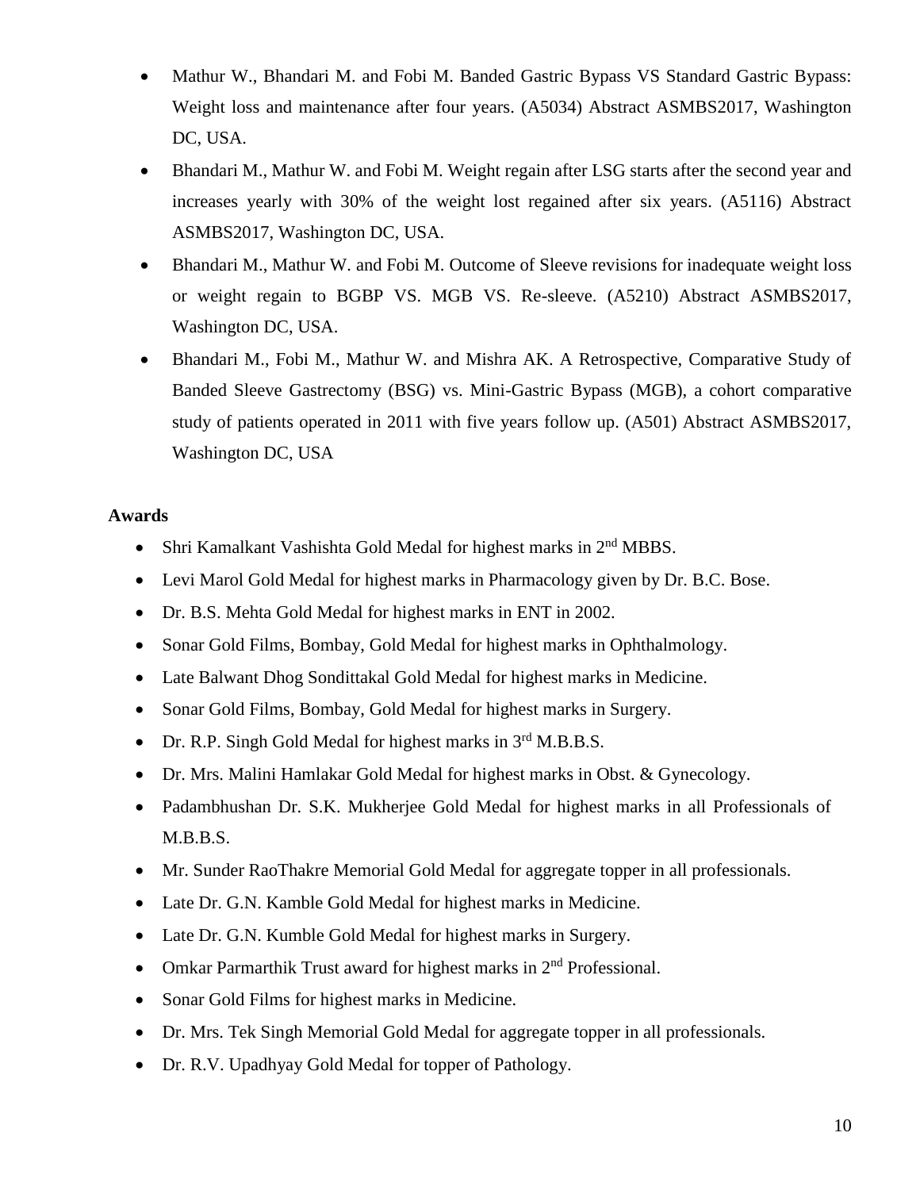- Mathur W., Bhandari M. and Fobi M. Banded Gastric Bypass VS Standard Gastric Bypass: Weight loss and maintenance after four years. (A5034) Abstract ASMBS2017, Washington DC, USA.
- Bhandari M., Mathur W. and Fobi M. Weight regain after LSG starts after the second year and increases yearly with 30% of the weight lost regained after six years. (A5116) Abstract ASMBS2017, Washington DC, USA.
- Bhandari M., Mathur W. and Fobi M. Outcome of Sleeve revisions for inadequate weight loss or weight regain to BGBP VS. MGB VS. Re-sleeve. (A5210) Abstract ASMBS2017, Washington DC, USA.
- Bhandari M., Fobi M., Mathur W. and Mishra AK. A Retrospective, Comparative Study of Banded Sleeve Gastrectomy (BSG) vs. Mini-Gastric Bypass (MGB), a cohort comparative study of patients operated in 2011 with five years follow up. (A501) Abstract ASMBS2017, Washington DC, USA

**Awards**

- Shri Kamalkant Vashishta Gold Medal for highest marks in 2nd MBBS.
- Levi Marol Gold Medal for highest marks in Pharmacology given by Dr. B.C. Bose.
- Dr. B.S. Mehta Gold Medal for highest marks in ENT in 2002.
- Sonar Gold Films, Bombay, Gold Medal for highest marks in Ophthalmology.
- Late Balwant Dhog Sondittakal Gold Medal for highest marks in Medicine.
- Sonar Gold Films, Bombay, Gold Medal for highest marks in Surgery.
- Dr. R.P. Singh Gold Medal for highest marks in 3rd M.B.B.S.
- Dr. Mrs. Malini Hamlakar Gold Medal for highest marks in Obst. & Gynecology.
- Padambhushan Dr. S.K. Mukherjee Gold Medal for highest marks in all Professionals of M.B.B.S.
- Mr. Sunder RaoThakre Memorial Gold Medal for aggregate topper in all professionals.
- Late Dr. G.N. Kamble Gold Medal for highest marks in Medicine.
- Late Dr. G.N. Kumble Gold Medal for highest marks in Surgery.
- Omkar Parmarthik Trust award for highest marks in 2nd Professional.
- Sonar Gold Films for highest marks in Medicine.
- Dr. Mrs. Tek Singh Memorial Gold Medal for aggregate topper in all professionals.
- Dr. R.V. Upadhyay Gold Medal for topper of Pathology.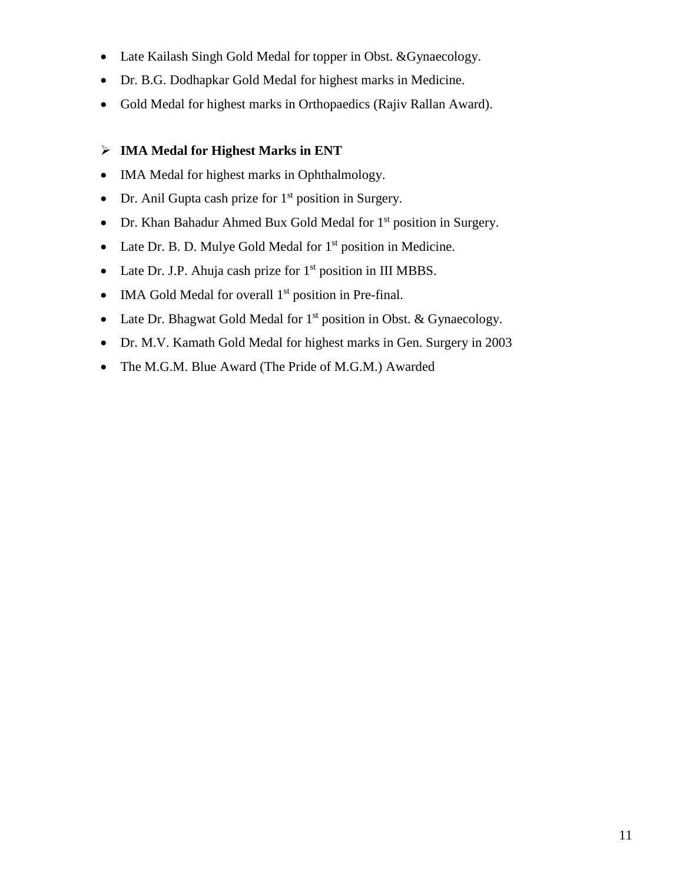- Late Kailash Singh Gold Medal for topper in Obst. &Gynaecology.
- Dr. B.G. Dodhapkar Gold Medal for highest marks in Medicine.
- Gold Medal for highest marks in Orthopaedics (Rajiv Rallan Award).

- **IMA Medal for Highest Marks in ENT**

- IMA Medal for highest marks in Ophthalmology.
- Dr. Anil Gupta cash prize for 1st position in Surgery.
- Dr. Khan Bahadur Ahmed Bux Gold Medal for 1st position in Surgery.
- Late Dr. B. D. Mulye Gold Medal for 1st position in Medicine.
- Late Dr. J.P. Ahuja cash prize for 1st position in III MBBS.
- IMA Gold Medal for overall 1st position in Pre-final.
- Late Dr. Bhagwat Gold Medal for 1st position in Obst. & Gynaecology.
- Dr. M.V. Kamath Gold Medal for highest marks in Gen. Surgery in 2003
- The M.G.M. Blue Award (The Pride of M.G.M.) Awarded